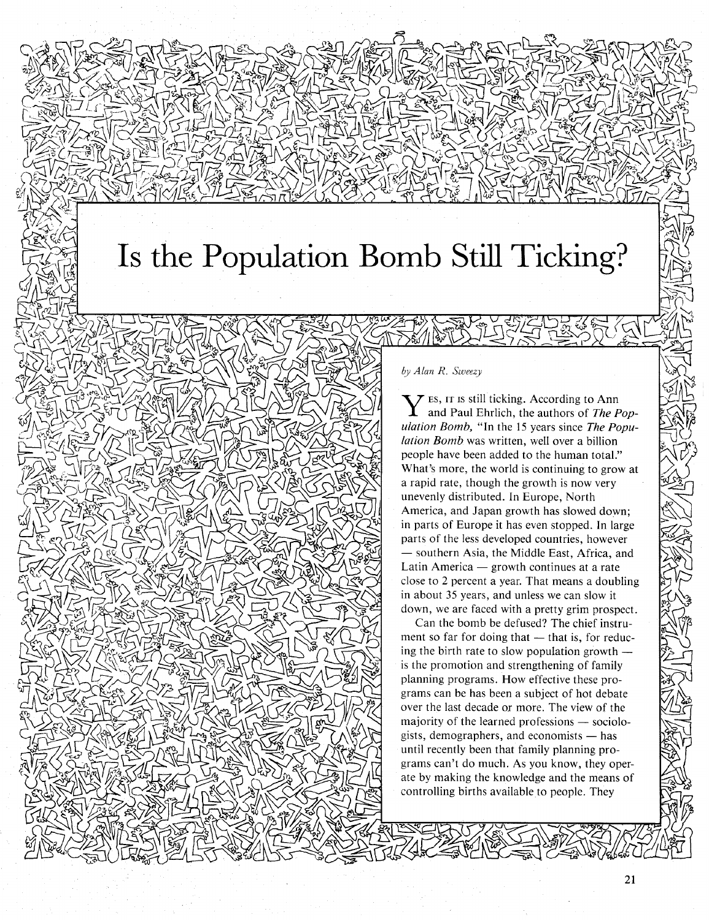# Is the Population Bomb Still Ticking?

*by Alan R. Sweezy*

YES, IT IS still ticking. According to Ann and Paul Ehrlich, the authors of *The Population Bomb,* "In the 15 years since *The Population Bomb* was written, well over a billion people have been added to the human total." What's more, the world is continuing to grow at a rapid rate, though the growth is now very unevenly distributed. In Europe, North America, and Japan growth has slowed down; in parts of Europe it has even stopped. In large parts of the less developed countries, however — southern Asia, the Middle East, Africa, and Latin America — growth continues at a rate close to 2 percent a year. That means a doubling in about 35 years, and unless we can slow it down, we are faced with a pretty grim prospect.

Can the bomb be defused? The chief instrument so far for doing that — that is, for reducing the birth rate to slow population growth — is the promotion and strengthening of family planning programs. How effective these programs can be has been a subject of hot debate over the last decade or more. The view of the majority of the learned professions — sociologists, demographers, and economists — has until recently been that family planning programs can't do much. As you know, they operate by making the knowledge and the means of controlling births available to people. They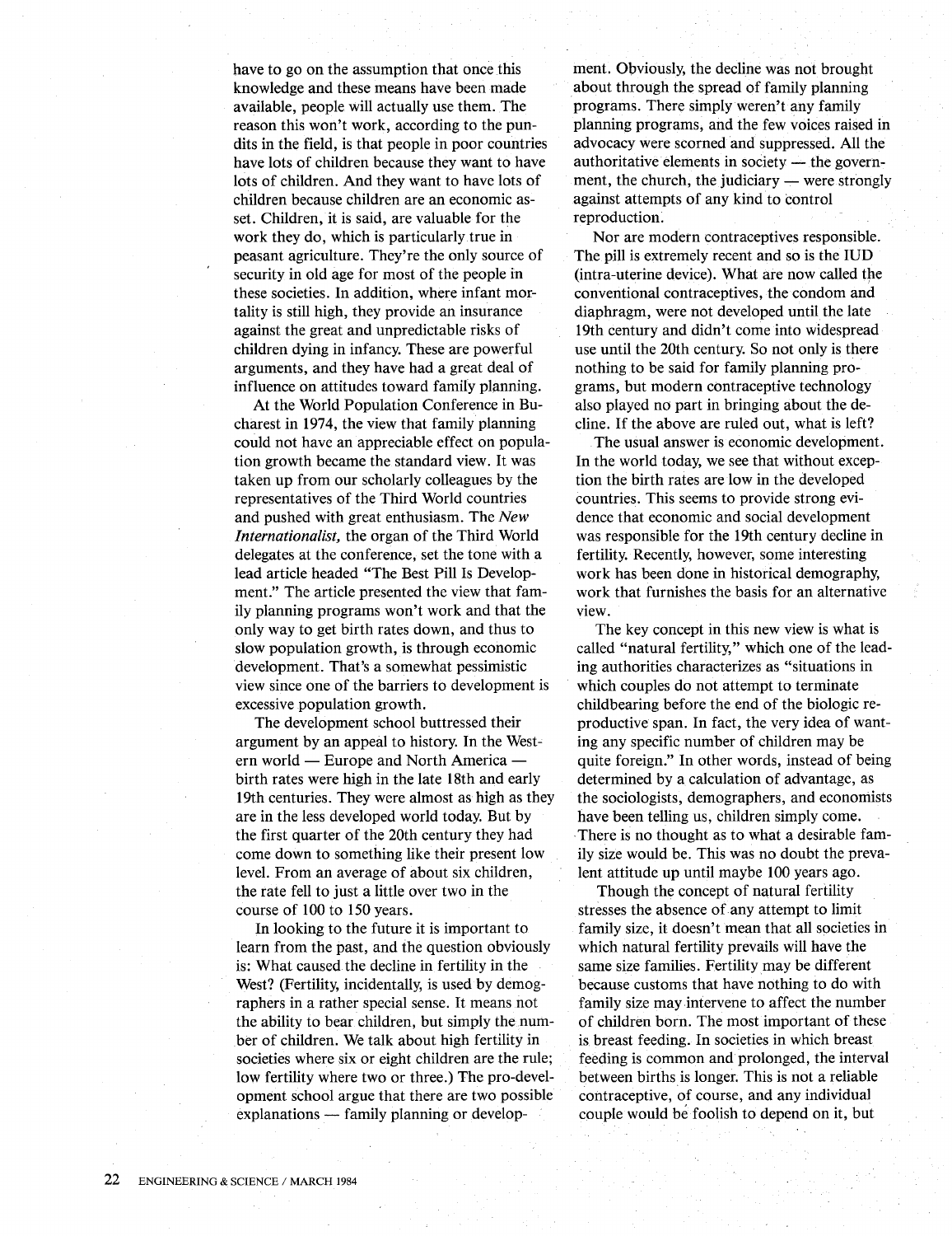have to go on the assumption that once this knowledge and these means have been made available, people will actually use them. The reason this won't work, according to the pundits in the field, is that people in poor countries have lots of children because they want to have lots of children. And they want to have lots of children because children are an economic asset. Children, it is said, are valuable for the work they do, which is particularly true in peasant agriculture. They're the only source of security in old age for most of the people in these societies. In addition, where infant mortality is still high, they provide an insurance against the great and unpredictable risks of children dying in infancy. These are powerful arguments, and they have had a great deal of influence on attitudes toward family planning.

At the World Population Conference in Bucharest in 1974, the view that family planning could not have an appreciable effect on population growth became the standard view. It was taken up from our scholarly colleagues by the representatives of the Third World countries and pushed with great enthusiasm. The *New Internationalist,* the organ of the Third World delegates at the conference, set the tone with a lead article headed "The Best Pill Is Development." The article presented the view that family planning programs won't work and that the only way to get birth rates down, and thus to slow population growth, is through economic development. That's a somewhat pessimistic view since one of the barriers to development is excessive population growth.

The development school buttressed their argument by an appeal to history. In the Western world — Europe and North America — birth rates were high in the late 18th and early 19th centuries. They were almost as high as they are in the less developed world today. But by the first quarter of the 20th century they had come down to something like their present low level. From an average of about six children, the rate fell to just a little over two in the course of 100 to 150 years.

In looking to the future it is important to learn from the past, and the question obviously is: What caused the decline in fertility in the West? (Fertility, incidentally, is used by demographers in a rather special sense. It means not the ability to bear children, but simply the number of children. We talk about high fertility in societies where six or eight children are the rule; low fertility where two or three.) The pro-development school argue that there are two possible explanations — family planning or development. Obviously, the decline was not brought about through the spread of family planning programs. There simply weren't any family planning programs, and the few voices raised in advocacy were scorned and suppressed. All the authoritative elements in society — the government, the church, the judiciary — were strongly against attempts of any kind to control reproduction.

Nor are modern contraceptives responsible. The pill is extremely recent and so is the IUD (intra-uterine device). What are now called the conventional contraceptives, the condom and diaphragm, were not developed until the late 19th century and didn't come into widespread use until the 20th century. So not only is there nothing to be said for family planning programs, but modern contraceptive technology also played no part in bringing about the decline. If the above are ruled out, what is left?

The usual answer is economic development. In the world today, we see that without exception the birth rates are low in the developed countries. This seems to provide strong evidence that economic and social development was responsible for the 19th century decline in fertility. Recently, however, some interesting work has been done in historical demography, work that furnishes the basis for an alternative view.

The key concept in this new view is what is called "natural fertility," which one of the leading authorities characterizes as "situations in which couples do not attempt to terminate childbearing before the end of the biologic reproductive span. In fact, the very idea of wanting any specific number of children may be quite foreign." In other words, instead of being determined by a calculation of advantage, as the sociologists, demographers, and economists have been telling us, children simply come. There is no thought as to what a desirable family size would be. This was no doubt the prevalent attitude up until maybe 100 years ago.

Though the concept of natural fertility stresses the absence of any attempt to limit family size, it doesn't mean that all societies in which natural fertility prevails will have the same size families. Fertility may be different because customs that have nothing to do with family size may intervene to affect the number of children born. The most important of these is breast feeding. In societies in which breast feeding is common and prolonged, the interval between births is longer. This is not a reliable contraceptive, of course, and any individual couple would be foolish to depend on it, but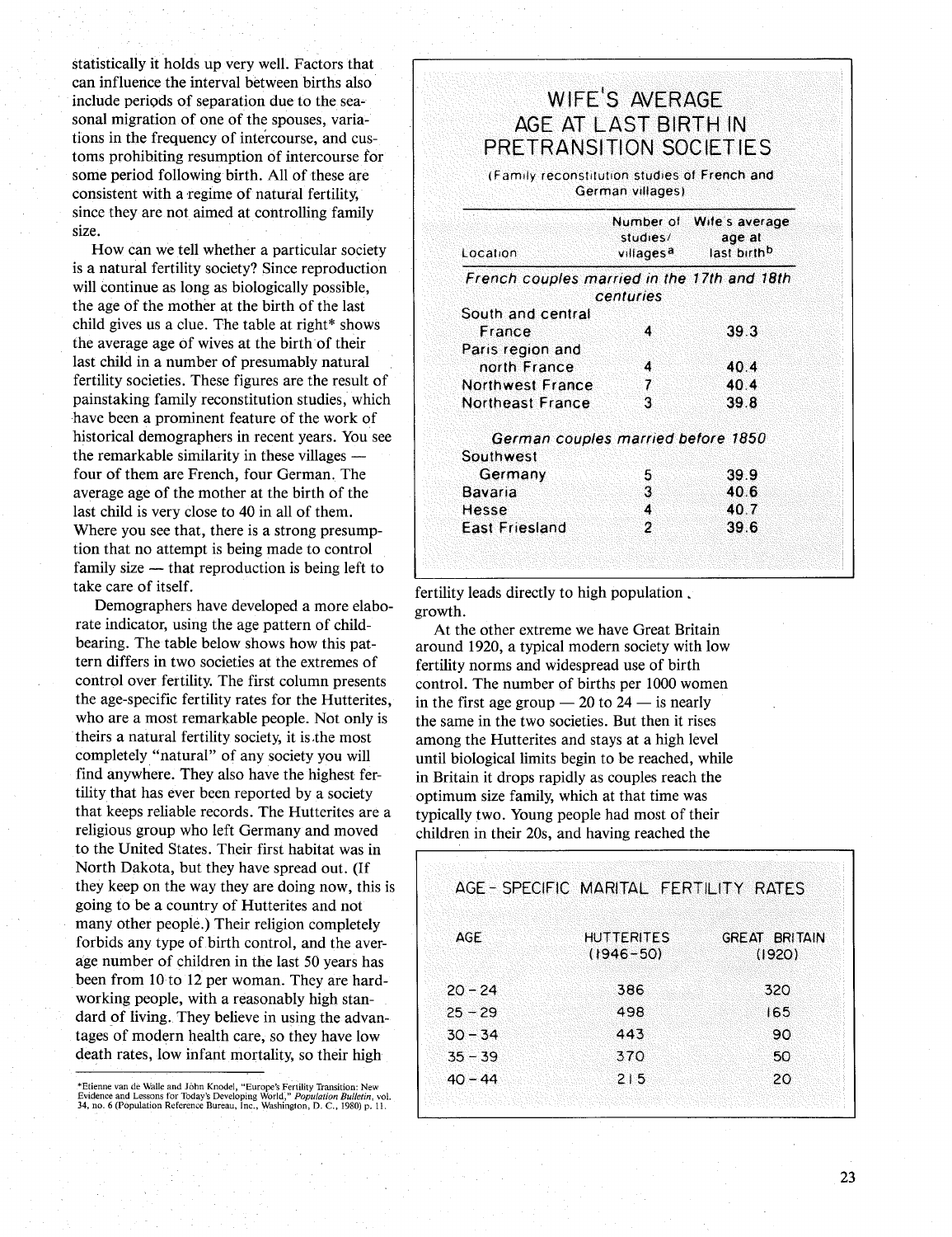statistically it holds up very well. Factors that can influence the interval between births also include periods of separation due to the seasonal migration of one of the spouses, variations in the frequency of intercourse, and customs prohibiting resumption of intercourse for some period following birth. All of these are consistent with a regime of natural fertility, since they are not aimed at controlling family size.

How can we tell whether a particular society is a natural fertility society? Since reproduction will continue as long as biologically possible, the age of the mother at the birth of the last child gives us a clue. The table at right* shows the average age of wives at the birth of their last child in a number of presumably natural fertility societies. These figures are the result of painstaking family reconstitution studies, which have been a prominent feature of the work of historical demographers in recent years. You see the remarkable similarity in these villages — four of them are French, four German. The average age of the mother at the birth of the last child is very close to 40 in all of them. Where you see that, there is a strong presumption that no attempt is being made to control family size — that reproduction is being left to take care of itself.

### WIFE'S AVERAGE AGE AT LAST BIRTH IN PRETRANSITION SOCIETIES

(Family reconstitution studies of French and German villages)

| Location | Number of studies/villages[a] | Wife's average age at last birth[b] |
|---|---|---|
| *French couples married in the 17th and 18th centuries* | | |
| South and central France | 4 | 39.3 |
| Paris region and north France | 4 | 40.4 |
| Northwest France | 7 | 40.4 |
| Northeast France | 3 | 39.8 |
| *German couples married before 1850* | | |
| Southwest Germany | 5 | 39.9 |
| Bavaria | 3 | 40.6 |
| Hesse | 4 | 40.7 |
| East Friesland | 2 | 39.6 |

Demographers have developed a more elaborate indicator, using the age pattern of childbearing. The table below shows how this pattern differs in two societies at the extremes of control over fertility. The first column presents the age-specific fertility rates for the Hutterites, who are a most remarkable people. Not only is theirs a natural fertility society, it is the most completely "natural" of any society you will find anywhere. They also have the highest fertility that has ever been reported by a society that keeps reliable records. The Hutterites are a religious group who left Germany and moved to the United States. Their first habitat was in North Dakota, but they have spread out. (If they keep on the way they are doing now, this is going to be a country of Hutterites and not many other people.) Their religion completely forbids any type of birth control, and the average number of children in the last 50 years has been from 10 to 12 per woman. They are hardworking people, with a reasonably high standard of living. They believe in using the advantages of modern health care, so they have low death rates, low infant mortality, so their high fertility leads directly to high population growth.

At the other extreme we have Great Britain around 1920, a typical modern society with low fertility norms and widespread use of birth control. The number of births per 1000 women in the first age group — 20 to 24 — is nearly the same in the two societies. But then it rises among the Hutterites and stays at a high level until biological limits begin to be reached, while in Britain it drops rapidly as couples reach the optimum size family, which at that time was typically two. Young people had most of their children in their 20s, and having reached the

### AGE-SPECIFIC MARITAL FERTILITY RATES

| AGE | HUTTERITES (1946-50) | GREAT BRITAIN (1920) |
|---|---|---|
| 20 - 24 | 386 | 320 |
| 25 - 29 | 498 | 165 |
| 30 - 34 | 443 | 90 |
| 35 - 39 | 370 | 50 |
| 40 - 44 | 215 | 20 |

*Etienne van de Walle and John Knodel, "Europe's Fertility Transition: New Evidence and Lessons for Today's Developing World," *Population Bulletin*, vol. 34, no. 6 (Population Reference Bureau, Inc., Washington, D. C., 1980) p. 11.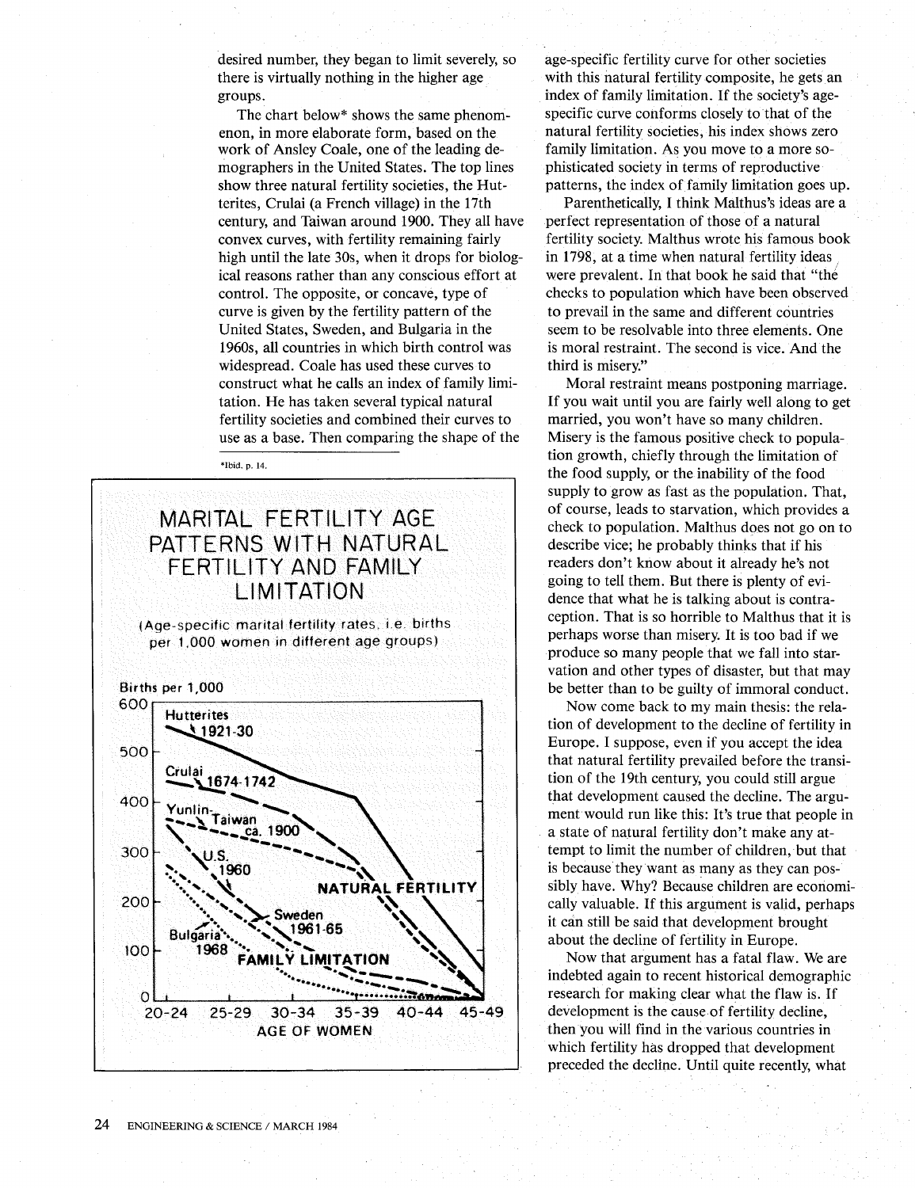desired number, they began to limit severely, so there is virtually nothing in the higher age groups.

The chart below* shows the same phenomenon, in more elaborate form, based on the work of Ansley Coale, one of the leading demographers in the United States. The top lines show three natural fertility societies, the Hutterites, Crulai (a French village) in the 17th century, and Taiwan around 1900. They all have convex curves, with fertility remaining fairly high until the late 30s, when it drops for biological reasons rather than any conscious effort at control. The opposite, or concave, type of curve is given by the fertility pattern of the United States, Sweden, and Bulgaria in the 1960s, all countries in which birth control was widespread. Coale has used these curves to construct what he calls an index of family limitation. He has taken several typical natural fertility societies and combined their curves to use as a base. Then comparing the shape of the age-specific fertility curve for other societies with this natural fertility composite, he gets an index of family limitation. If the society's age-specific curve conforms closely to that of the natural fertility societies, his index shows zero family limitation. As you move to a more sophisticated society in terms of reproductive patterns, the index of family limitation goes up.

*Ibid. p. 14.

**MARITAL FERTILITY AGE PATTERNS WITH NATURAL FERTILITY AND FAMILY LIMITATION**

(Age-specific marital fertility rates, i.e. births per 1,000 women in different age groups)

Births per 1,000: 600, 500, 400, 300, 200, 100, 0

Curves: Hutterites 1921-30; Crulai 1674-1742; Yunlin-Taiwan ca. 1900 (NATURAL FERTILITY); U.S. 1960; Sweden 1961-65; Bulgaria 1968 (FAMILY LIMITATION)

AGE OF WOMEN: 20-24, 25-29, 30-34, 35-39, 40-44, 45-49

Parenthetically, I think Malthus's ideas are a perfect representation of those of a natural fertility society. Malthus wrote his famous book in 1798, at a time when natural fertility ideas were prevalent. In that book he said that "the checks to population which have been observed to prevail in the same and different countries seem to be resolvable into three elements. One is moral restraint. The second is vice. And the third is misery."

Moral restraint means postponing marriage. If you wait until you are fairly well along to get married, you won't have so many children. Misery is the famous positive check to population growth, chiefly through the limitation of the food supply, or the inability of the food supply to grow as fast as the population. That, of course, leads to starvation, which provides a check to population. Malthus does not go on to describe vice; he probably thinks that if his readers don't know about it already he's not going to tell them. But there is plenty of evidence that what he is talking about is contraception. That is so horrible to Malthus that it is perhaps worse than misery. It is too bad if we produce so many people that we fall into starvation and other types of disaster, but that may be better than to be guilty of immoral conduct.

Now come back to my main thesis: the relation of development to the decline of fertility in Europe. I suppose, even if you accept the idea that natural fertility prevailed before the transition of the 19th century, you could still argue that development caused the decline. The argument would run like this: It's true that people in a state of natural fertility don't make any attempt to limit the number of children, but that is because they want as many as they can possibly have. Why? Because children are economically valuable. If this argument is valid, perhaps it can still be said that development brought about the decline of fertility in Europe.

Now that argument has a fatal flaw. We are indebted again to recent historical demographic research for making clear what the flaw is. If development is the cause of fertility decline, then you will find in the various countries in which fertility has dropped that development preceded the decline. Until quite recently, what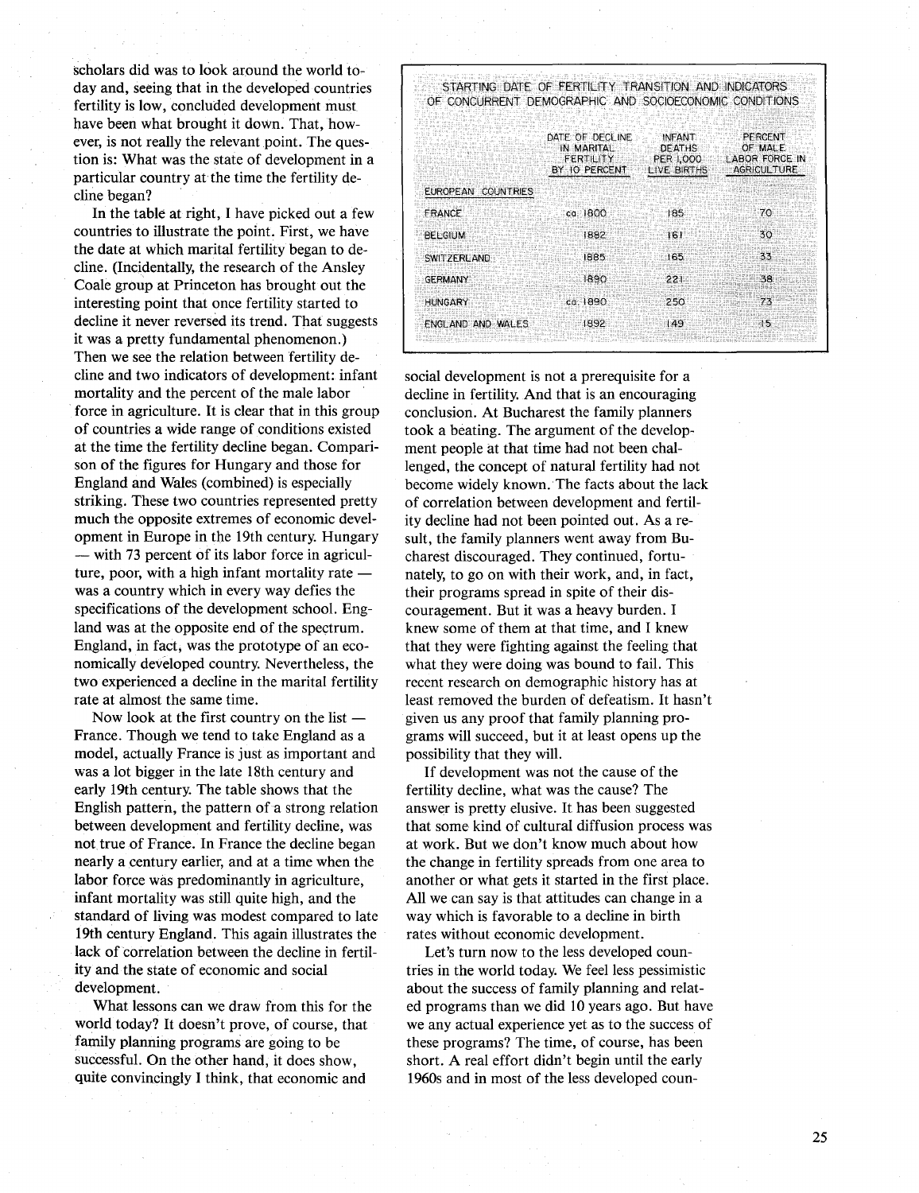scholars did was to look around the world today and, seeing that in the developed countries fertility is low, concluded development must have been what brought it down. That, however, is not really the relevant point. The question is: What was the state of development in a particular country at the time the fertility decline began?

In the table at right, I have picked out a few countries to illustrate the point. First, we have the date at which marital fertility began to decline. (Incidentally, the research of the Ansley Coale group at Princeton has brought out the interesting point that once fertility started to decline it never reversed its trend. That suggests it was a pretty fundamental phenomenon.) Then we see the relation between fertility decline and two indicators of development: infant mortality and the percent of the male labor force in agriculture. It is clear that in this group of countries a wide range of conditions existed at the time the fertility decline began. Comparison of the figures for Hungary and those for England and Wales (combined) is especially striking. These two countries represented pretty much the opposite extremes of economic development in Europe in the 19th century. Hungary — with 73 percent of its labor force in agriculture, poor, with a high infant mortality rate — was a country which in every way defies the specifications of the development school. England was at the opposite end of the spectrum. England, in fact, was the prototype of an economically developed country. Nevertheless, the two experienced a decline in the marital fertility rate at almost the same time.

Now look at the first country on the list — France. Though we tend to take England as a model, actually France is just as important and was a lot bigger in the late 18th century and early 19th century. The table shows that the English pattern, the pattern of a strong relation between development and fertility decline, was not true of France. In France the decline began nearly a century earlier, and at a time when the labor force was predominantly in agriculture, infant mortality was still quite high, and the standard of living was modest compared to late 19th century England. This again illustrates the lack of correlation between the decline in fertility and the state of economic and social development.

What lessons can we draw from this for the world today? It doesn't prove, of course, that family planning programs are going to be successful. On the other hand, it does show, quite convincingly I think, that economic and social development is not a prerequisite for a decline in fertility. And that is an encouraging conclusion. At Bucharest the family planners took a beating. The argument of the development people at that time had not been challenged, the concept of natural fertility had not become widely known. The facts about the lack of correlation between development and fertility decline had not been pointed out. As a result, the family planners went away from Bucharest discouraged. They continued, fortunately, to go on with their work, and, in fact, their programs spread in spite of their discouragement. But it was a heavy burden. I knew some of them at that time, and I knew that they were fighting against the feeling that what they were doing was bound to fail. This recent research on demographic history has at least removed the burden of defeatism. It hasn't given us any proof that family planning programs will succeed, but it at least opens up the possibility that they will.

**STARTING DATE OF FERTILITY TRANSITION AND INDICATORS OF CONCURRENT DEMOGRAPHIC AND SOCIOECONOMIC CONDITIONS**

| | DATE OF DECLINE IN MARITAL FERTILITY BY 10 PERCENT | INFANT DEATHS PER 1,000 LIVE BIRTHS | PERCENT OF MALE LABOR FORCE IN AGRICULTURE |
|---|---|---|---|
| EUROPEAN COUNTRIES | | | |
| FRANCE | ca. 1800 | 185 | 70 |
| BELGIUM | 1882 | 161 | 30 |
| SWITZERLAND | 1885 | 165 | 33 |
| GERMANY | 1890 | 221 | 38 |
| HUNGARY | ca. 1890 | 250 | 73 |
| ENGLAND AND WALES | 1892 | 149 | 15 |

If development was not the cause of the fertility decline, what was the cause? The answer is pretty elusive. It has been suggested that some kind of cultural diffusion process was at work. But we don't know much about how the change in fertility spreads from one area to another or what gets it started in the first place. All we can say is that attitudes can change in a way which is favorable to a decline in birth rates without economic development.

Let's turn now to the less developed countries in the world today. We feel less pessimistic about the success of family planning and related programs than we did 10 years ago. But have we any actual experience yet as to the success of these programs? The time, of course, has been short. A real effort didn't begin until the early 1960s and in most of the less developed coun-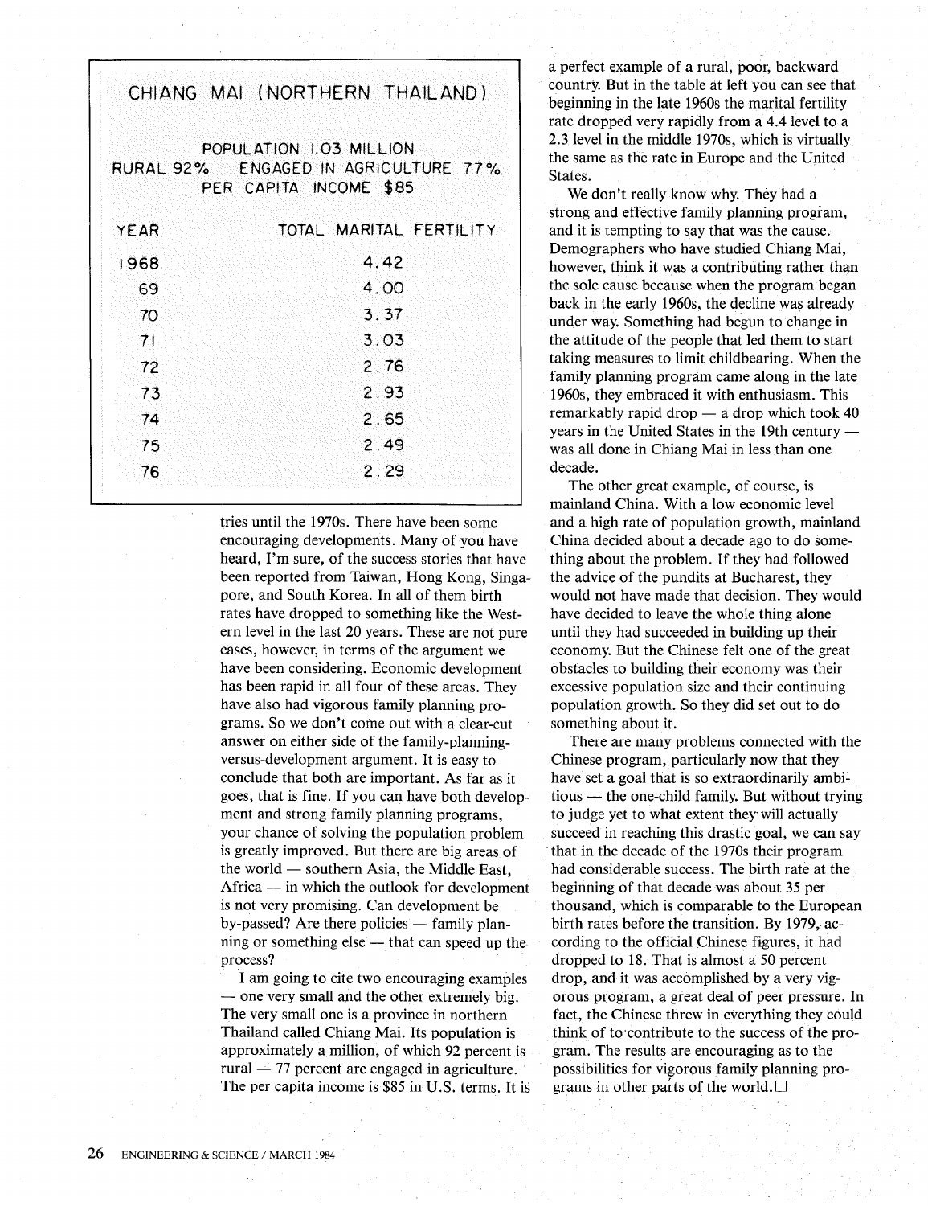| CHIANG MAI (NORTHERN THAILAND) | |
|---|---|
| POPULATION 1.03 MILLION | |
| RURAL 92% ENGAGED IN AGRICULTURE 77% | |
| PER CAPITA INCOME $85 | |
| YEAR | TOTAL MARITAL FERTILITY |
| 1968 | 4.42 |
| 69 | 4.00 |
| 70 | 3.37 |
| 71 | 3.03 |
| 72 | 2.76 |
| 73 | 2.93 |
| 74 | 2.65 |
| 75 | 2.49 |
| 76 | 2.29 |

tries until the 1970s. There have been some encouraging developments. Many of you have heard, I'm sure, of the success stories that have been reported from Taiwan, Hong Kong, Singapore, and South Korea. In all of them birth rates have dropped to something like the Western level in the last 20 years. These are not pure cases, however, in terms of the argument we have been considering. Economic development has been rapid in all four of these areas. They have also had vigorous family planning programs. So we don't come out with a clear-cut answer on either side of the family-planning-versus-development argument. It is easy to conclude that both are important. As far as it goes, that is fine. If you can have both development and strong family planning programs, your chance of solving the population problem is greatly improved. But there are big areas of the world — southern Asia, the Middle East, Africa — in which the outlook for development is not very promising. Can development be by-passed? Are there policies — family planning or something else — that can speed up the process?

I am going to cite two encouraging examples — one very small and the other extremely big. The very small one is a province in northern Thailand called Chiang Mai. Its population is approximately a million, of which 92 percent is rural — 77 percent are engaged in agriculture. The per capita income is $85 in U.S. terms. It is a perfect example of a rural, poor, backward country. But in the table at left you can see that beginning in the late 1960s the marital fertility rate dropped very rapidly from a 4.4 level to a 2.3 level in the middle 1970s, which is virtually the same as the rate in Europe and the United States.

We don't really know why. They had a strong and effective family planning program, and it is tempting to say that was the cause. Demographers who have studied Chiang Mai, however, think it was a contributing rather than the sole cause because when the program began back in the early 1960s, the decline was already under way. Something had begun to change in the attitude of the people that led them to start taking measures to limit childbearing. When the family planning program came along in the late 1960s, they embraced it with enthusiasm. This remarkably rapid drop — a drop which took 40 years in the United States in the 19th century — was all done in Chiang Mai in less than one decade.

The other great example, of course, is mainland China. With a low economic level and a high rate of population growth, mainland China decided about a decade ago to do something about the problem. If they had followed the advice of the pundits at Bucharest, they would not have made that decision. They would have decided to leave the whole thing alone until they had succeeded in building up their economy. But the Chinese felt one of the great obstacles to building their economy was their excessive population size and their continuing population growth. So they did set out to do something about it.

There are many problems connected with the Chinese program, particularly now that they have set a goal that is so extraordinarily ambitious — the one-child family. But without trying to judge yet to what extent they will actually succeed in reaching this drastic goal, we can say that in the decade of the 1970s their program had considerable success. The birth rate at the beginning of that decade was about 35 per thousand, which is comparable to the European birth rates before the transition. By 1979, according to the official Chinese figures, it had dropped to 18. That is almost a 50 percent drop, and it was accomplished by a very vigorous program, a great deal of peer pressure. In fact, the Chinese threw in everything they could think of to contribute to the success of the program. The results are encouraging as to the possibilities for vigorous family planning programs in other parts of the world. □